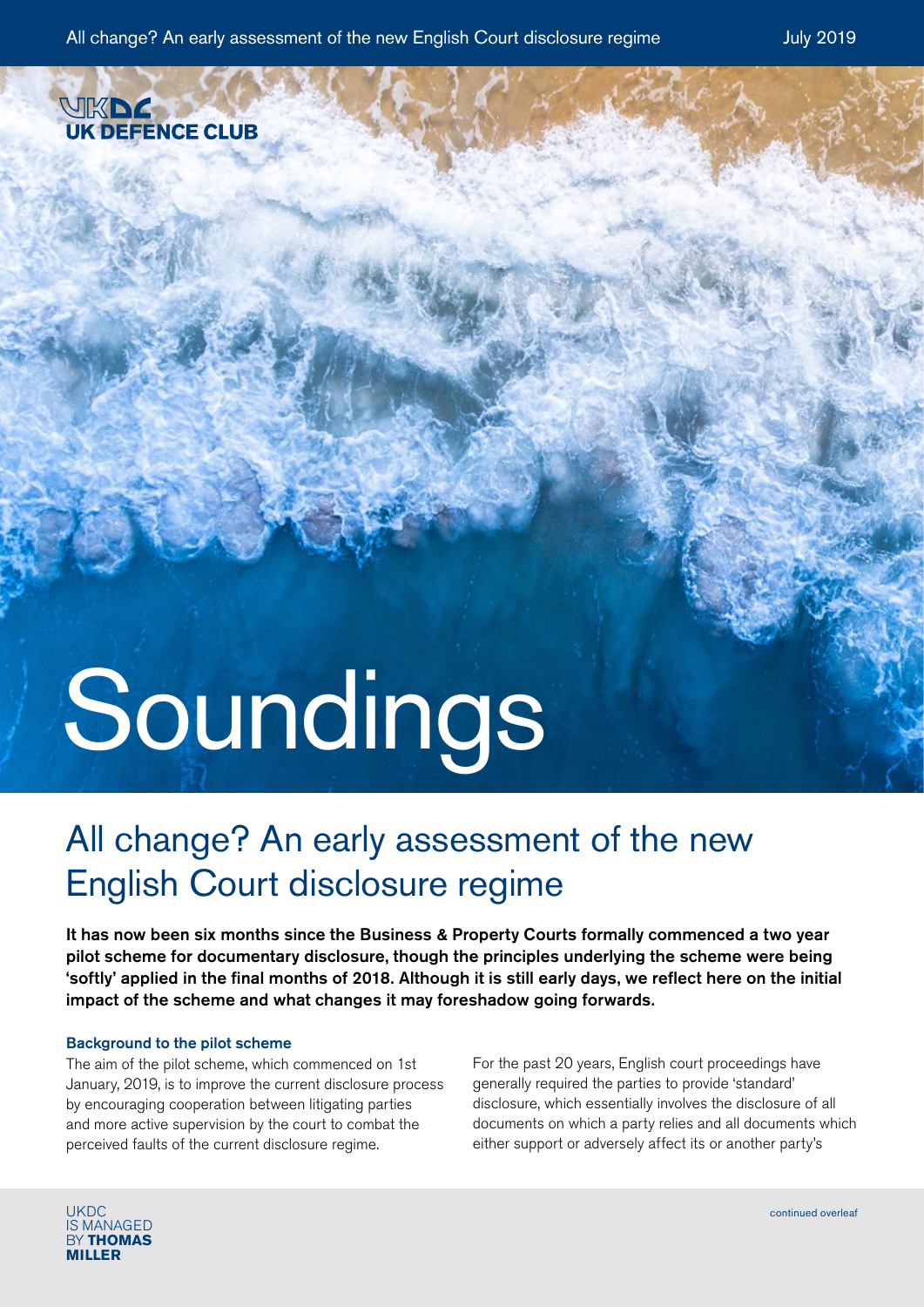UK DEFENCE CLUB

# Soundings

## All change? An early assessment of the new English Court disclosure regime

**It has now been six months since the Business & Property Courts formally commenced a two year pilot scheme for documentary disclosure, though the principles underlying the scheme were being 'softly' applied in the final months of 2018. Although it is still early days, we reflect here on the initial impact of the scheme and what changes it may foreshadow going forwards.**

### Background to the pilot scheme

The aim of the pilot scheme, which commenced on 1st January, 2019, is to improve the current disclosure process by encouraging cooperation between litigating parties and more active supervision by the court to combat the perceived faults of the current disclosure regime.

For the past 20 years, English court proceedings have generally required the parties to provide 'standard' disclosure, which essentially involves the disclosure of all documents on which a party relies and all documents which either support or adversely affect its or another party's

continued overleaf

UKDC IS MANAGED BY **THOMAS MILLER**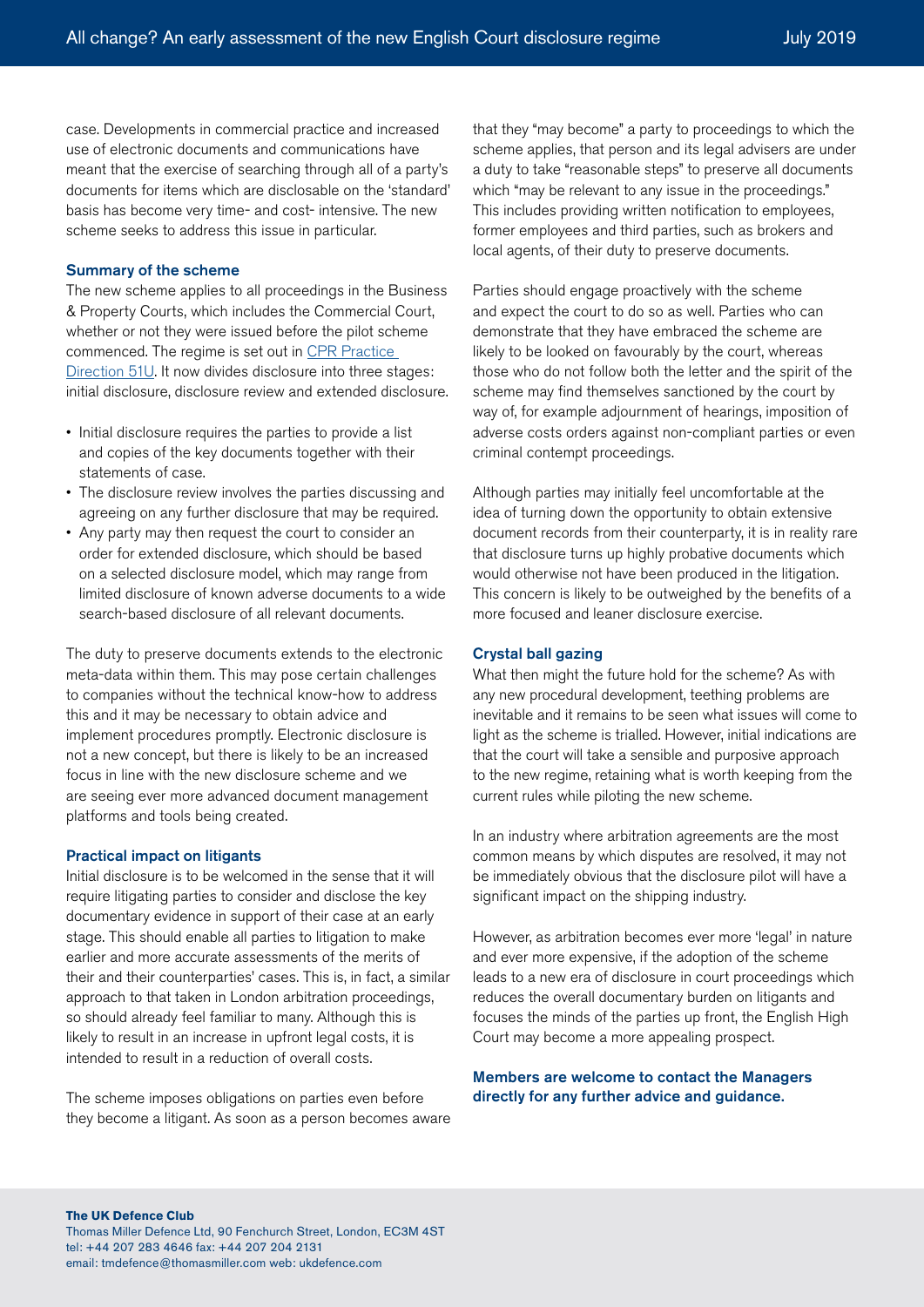case. Developments in commercial practice and increased use of electronic documents and communications have meant that the exercise of searching through all of a party's documents for items which are disclosable on the 'standard' basis has become very time- and cost- intensive. The new scheme seeks to address this issue in particular.

### Summary of the scheme

The new scheme applies to all proceedings in the Business & Property Courts, which includes the Commercial Court, whether or not they were issued before the pilot scheme commenced. The regime is set out in CPR Practice Direction 51U. It now divides disclosure into three stages: initial disclosure, disclosure review and extended disclosure.

- Initial disclosure requires the parties to provide a list and copies of the key documents together with their statements of case.
- The disclosure review involves the parties discussing and agreeing on any further disclosure that may be required.
- Any party may then request the court to consider an order for extended disclosure, which should be based on a selected disclosure model, which may range from limited disclosure of known adverse documents to a wide search-based disclosure of all relevant documents.

The duty to preserve documents extends to the electronic meta-data within them. This may pose certain challenges to companies without the technical know-how to address this and it may be necessary to obtain advice and implement procedures promptly. Electronic disclosure is not a new concept, but there is likely to be an increased focus in line with the new disclosure scheme and we are seeing ever more advanced document management platforms and tools being created.

### Practical impact on litigants

Initial disclosure is to be welcomed in the sense that it will require litigating parties to consider and disclose the key documentary evidence in support of their case at an early stage. This should enable all parties to litigation to make earlier and more accurate assessments of the merits of their and their counterparties' cases. This is, in fact, a similar approach to that taken in London arbitration proceedings, so should already feel familiar to many. Although this is likely to result in an increase in upfront legal costs, it is intended to result in a reduction of overall costs.

The scheme imposes obligations on parties even before they become a litigant. As soon as a person becomes aware that they "may become" a party to proceedings to which the scheme applies, that person and its legal advisers are under a duty to take "reasonable steps" to preserve all documents which "may be relevant to any issue in the proceedings." This includes providing written notification to employees, former employees and third parties, such as brokers and local agents, of their duty to preserve documents.

Parties should engage proactively with the scheme and expect the court to do so as well. Parties who can demonstrate that they have embraced the scheme are likely to be looked on favourably by the court, whereas those who do not follow both the letter and the spirit of the scheme may find themselves sanctioned by the court by way of, for example adjournment of hearings, imposition of adverse costs orders against non-compliant parties or even criminal contempt proceedings.

Although parties may initially feel uncomfortable at the idea of turning down the opportunity to obtain extensive document records from their counterparty, it is in reality rare that disclosure turns up highly probative documents which would otherwise not have been produced in the litigation. This concern is likely to be outweighed by the benefits of a more focused and leaner disclosure exercise.

### Crystal ball gazing

What then might the future hold for the scheme? As with any new procedural development, teething problems are inevitable and it remains to be seen what issues will come to light as the scheme is trialled. However, initial indications are that the court will take a sensible and purposive approach to the new regime, retaining what is worth keeping from the current rules while piloting the new scheme.

In an industry where arbitration agreements are the most common means by which disputes are resolved, it may not be immediately obvious that the disclosure pilot will have a significant impact on the shipping industry.

However, as arbitration becomes ever more 'legal' in nature and ever more expensive, if the adoption of the scheme leads to a new era of disclosure in court proceedings which reduces the overall documentary burden on litigants and focuses the minds of the parties up front, the English High Court may become a more appealing prospect.

**Members are welcome to contact the Managers directly for any further advice and guidance.**

**The UK Defence Club**
Thomas Miller Defence Ltd, 90 Fenchurch Street, London, EC3M 4ST
tel: +44 207 283 4646 fax: +44 207 204 2131
email: tmdefence@thomasmiller.com web: ukdefence.com